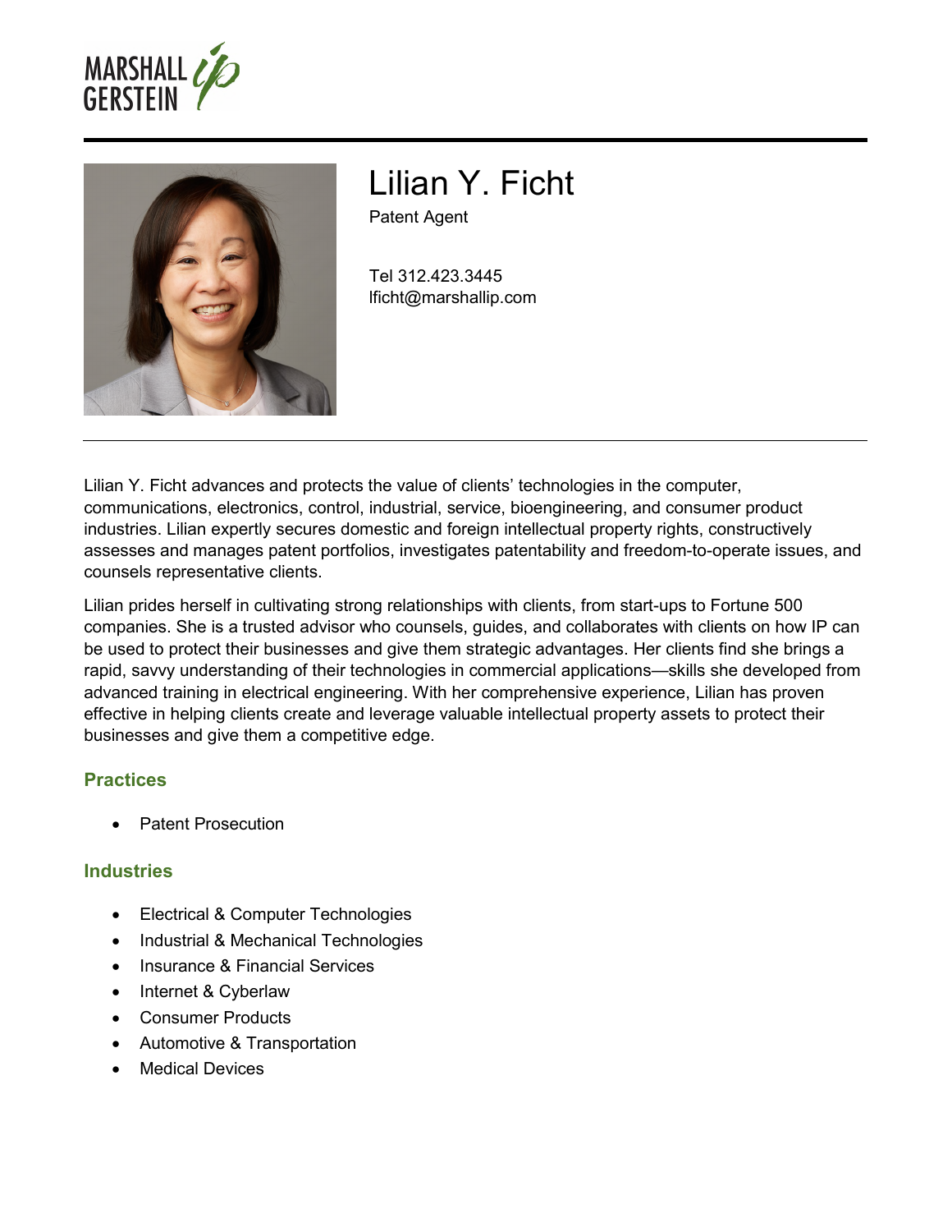# Lilian Y. Ficht

Patent Agent

Tel 312.423.3445
lficht@marshallip.com

Lilian Y. Ficht advances and protects the value of clients' technologies in the computer, communications, electronics, control, industrial, service, bioengineering, and consumer product industries. Lilian expertly secures domestic and foreign intellectual property rights, constructively assesses and manages patent portfolios, investigates patentability and freedom-to-operate issues, and counsels representative clients.

Lilian prides herself in cultivating strong relationships with clients, from start-ups to Fortune 500 companies. She is a trusted advisor who counsels, guides, and collaborates with clients on how IP can be used to protect their businesses and give them strategic advantages. Her clients find she brings a rapid, savvy understanding of their technologies in commercial applications—skills she developed from advanced training in electrical engineering. With her comprehensive experience, Lilian has proven effective in helping clients create and leverage valuable intellectual property assets to protect their businesses and give them a competitive edge.

## Practices

- Patent Prosecution

## Industries

- Electrical & Computer Technologies
- Industrial & Mechanical Technologies
- Insurance & Financial Services
- Internet & Cyberlaw
- Consumer Products
- Automotive & Transportation
- Medical Devices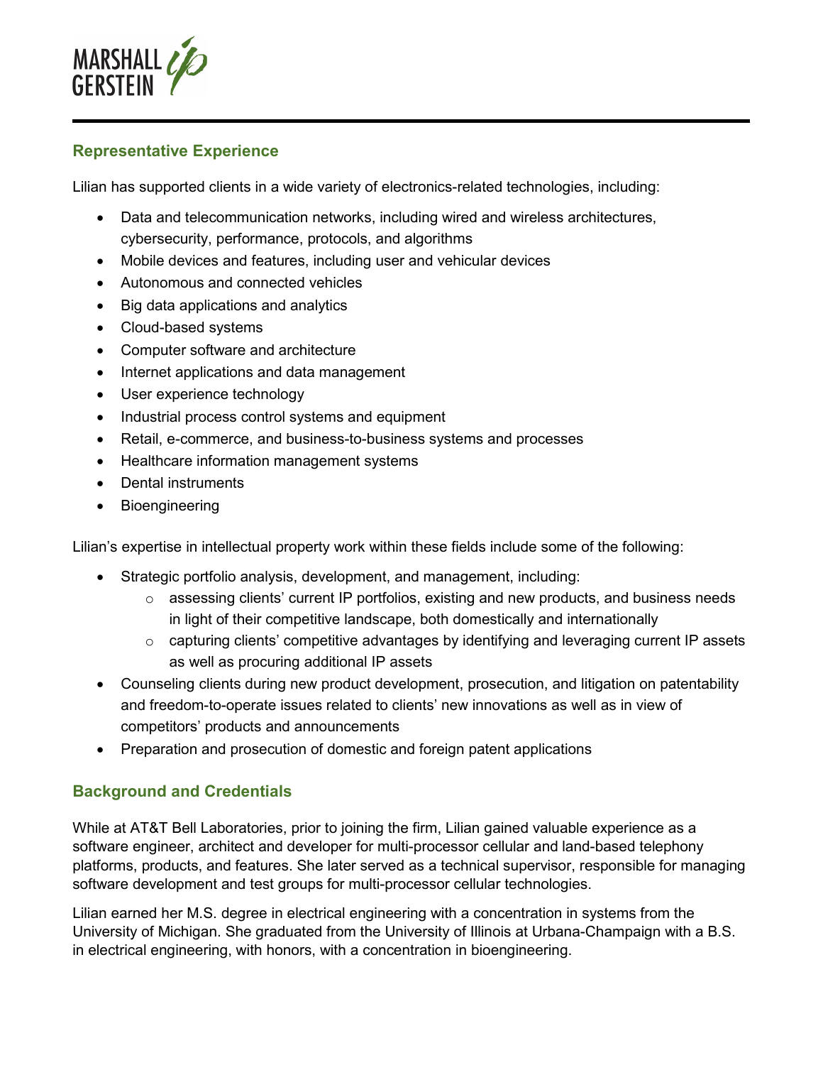## Representative Experience

Lilian has supported clients in a wide variety of electronics-related technologies, including:

- Data and telecommunication networks, including wired and wireless architectures, cybersecurity, performance, protocols, and algorithms
- Mobile devices and features, including user and vehicular devices
- Autonomous and connected vehicles
- Big data applications and analytics
- Cloud-based systems
- Computer software and architecture
- Internet applications and data management
- User experience technology
- Industrial process control systems and equipment
- Retail, e-commerce, and business-to-business systems and processes
- Healthcare information management systems
- Dental instruments
- Bioengineering

Lilian's expertise in intellectual property work within these fields include some of the following:

- Strategic portfolio analysis, development, and management, including:
  - assessing clients' current IP portfolios, existing and new products, and business needs in light of their competitive landscape, both domestically and internationally
  - capturing clients' competitive advantages by identifying and leveraging current IP assets as well as procuring additional IP assets
- Counseling clients during new product development, prosecution, and litigation on patentability and freedom-to-operate issues related to clients' new innovations as well as in view of competitors' products and announcements
- Preparation and prosecution of domestic and foreign patent applications

## Background and Credentials

While at AT&T Bell Laboratories, prior to joining the firm, Lilian gained valuable experience as a software engineer, architect and developer for multi-processor cellular and land-based telephony platforms, products, and features. She later served as a technical supervisor, responsible for managing software development and test groups for multi-processor cellular technologies.

Lilian earned her M.S. degree in electrical engineering with a concentration in systems from the University of Michigan. She graduated from the University of Illinois at Urbana-Champaign with a B.S. in electrical engineering, with honors, with a concentration in bioengineering.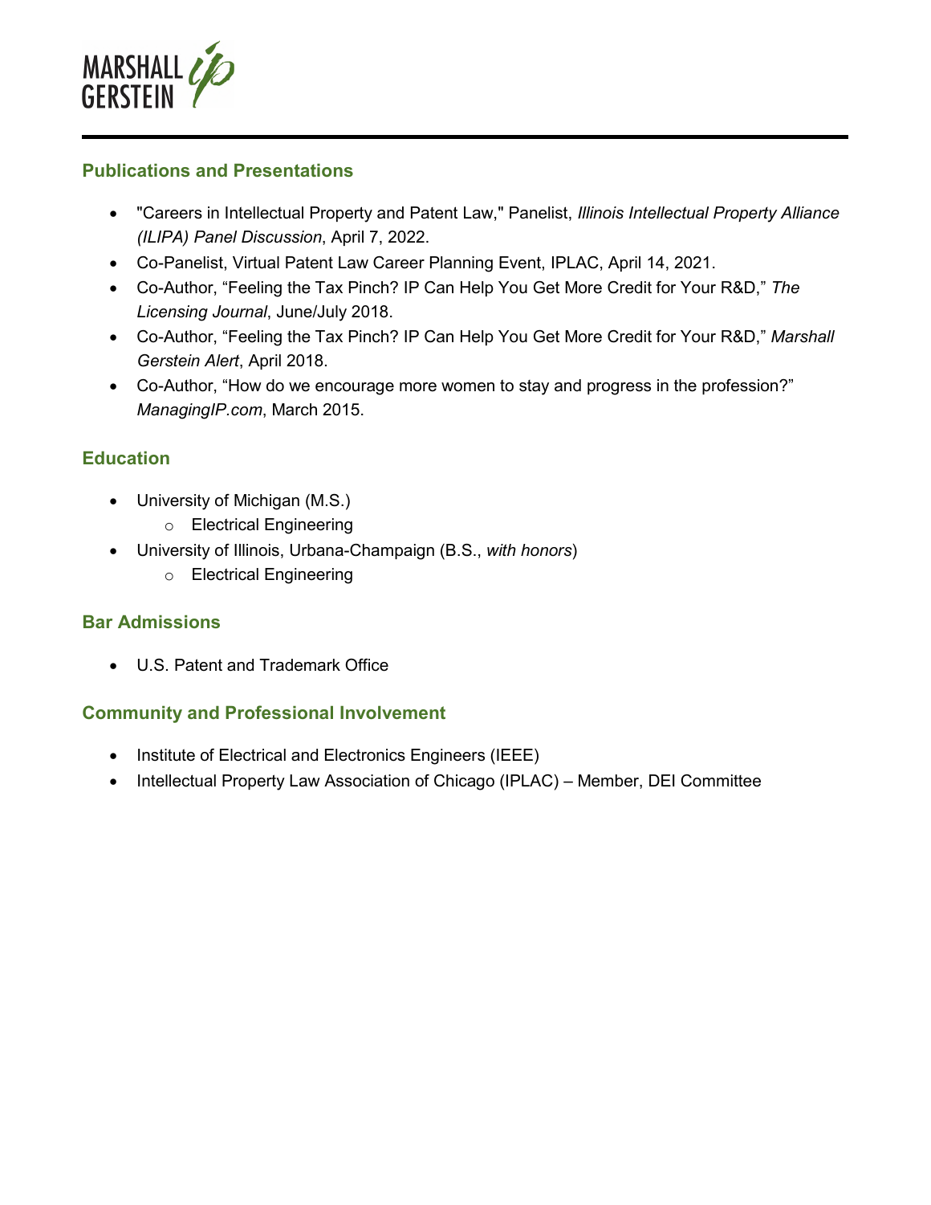## Publications and Presentations

- "Careers in Intellectual Property and Patent Law," Panelist, *Illinois Intellectual Property Alliance (ILIPA) Panel Discussion*, April 7, 2022.
- Co-Panelist, Virtual Patent Law Career Planning Event, IPLAC, April 14, 2021.
- Co-Author, "Feeling the Tax Pinch? IP Can Help You Get More Credit for Your R&D," *The Licensing Journal*, June/July 2018.
- Co-Author, "Feeling the Tax Pinch? IP Can Help You Get More Credit for Your R&D," *Marshall Gerstein Alert*, April 2018.
- Co-Author, "How do we encourage more women to stay and progress in the profession?" *ManagingIP.com*, March 2015.

## Education

- University of Michigan (M.S.)
  - Electrical Engineering
- University of Illinois, Urbana-Champaign (B.S., *with honors*)
  - Electrical Engineering

## Bar Admissions

- U.S. Patent and Trademark Office

## Community and Professional Involvement

- Institute of Electrical and Electronics Engineers (IEEE)
- Intellectual Property Law Association of Chicago (IPLAC) – Member, DEI Committee